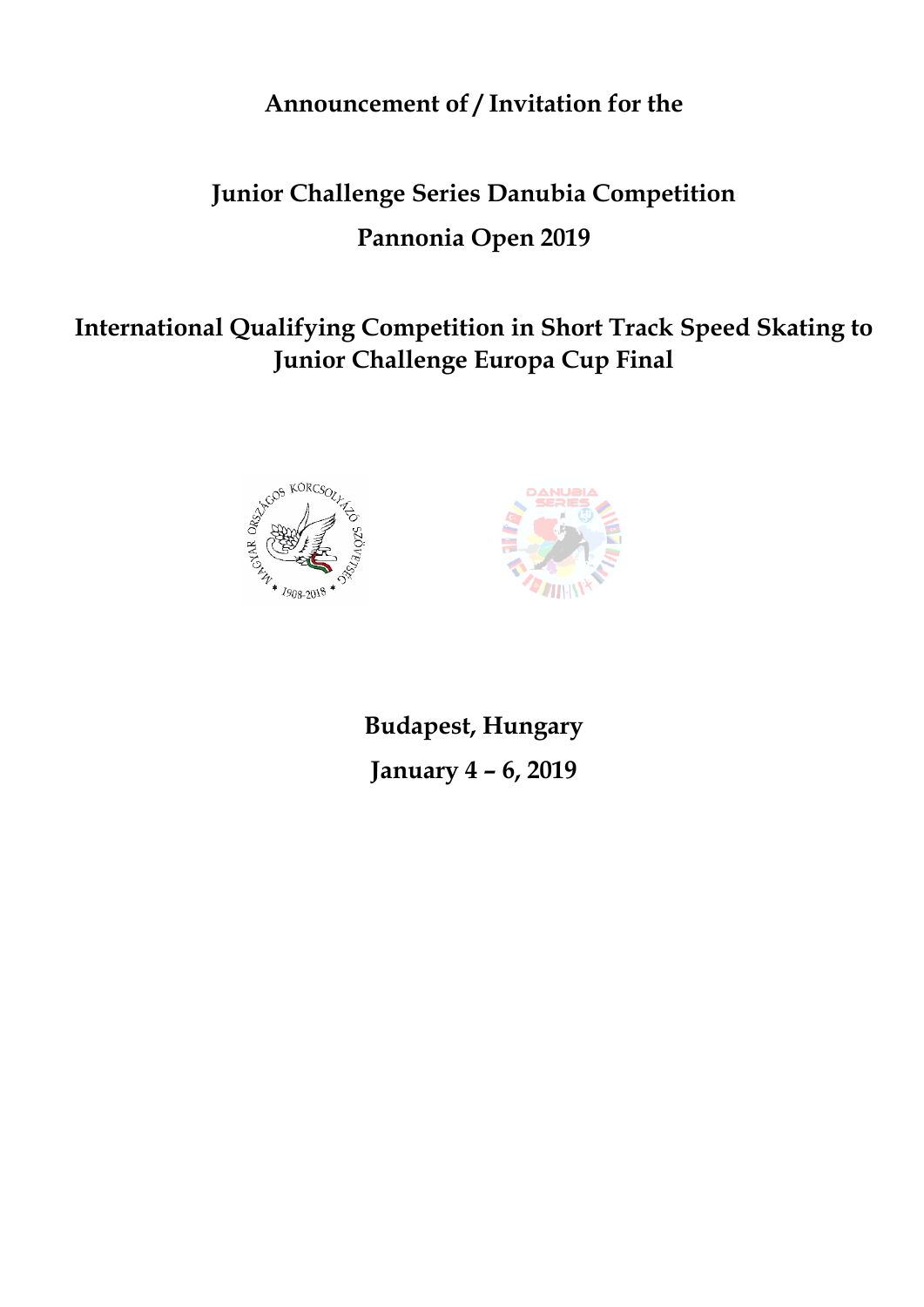**Announcement of / Invitation for the**

# Junior Challenge Series Danubia Competition

# Pannonia Open 2019

## International Qualifying Competition in Short Track Speed Skating to Junior Challenge Europa Cup Final

**Budapest, Hungary**

**January 4 – 6, 2019**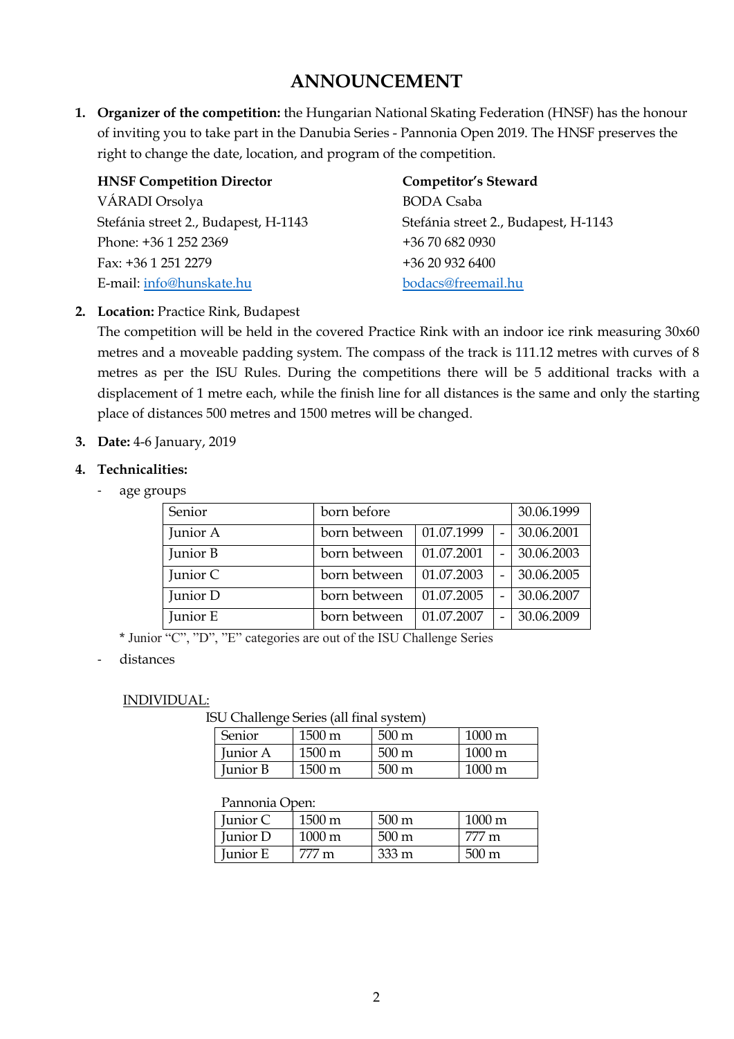# ANNOUNCEMENT

1. **Organizer of the competition:** the Hungarian National Skating Federation (HNSF) has the honour of inviting you to take part in the Danubia Series - Pannonia Open 2019. The HNSF preserves the right to change the date, location, and program of the competition.

   **HNSF Competition Director**
   VÁRADI Orsolya
   Stefánia street 2., Budapest, H-1143
   Phone: +36 1 252 2369
   Fax: +36 1 251 2279
   E-mail: [info@hunskate.hu](mailto:info@hunskate.hu)

   **Competitor's Steward**
   BODA Csaba
   Stefánia street 2., Budapest, H-1143
   +36 70 682 0930
   +36 20 932 6400
   [bodacs@freemail.hu](mailto:bodacs@freemail.hu)

2. **Location:** Practice Rink, Budapest
   The competition will be held in the covered Practice Rink with an indoor ice rink measuring 30x60 metres and a moveable padding system. The compass of the track is 111.12 metres with curves of 8 metres as per the ISU Rules. During the competitions there will be 5 additional tracks with a displacement of 1 metre each, while the finish line for all distances is the same and only the starting place of distances 500 metres and 1500 metres will be changed.

3. **Date:** 4-6 January, 2019

4. **Technicalities:**
   - age groups

| Senior | born before | | | 30.06.1999 |
|---|---|---|---|---|
| Junior A | born between | 01.07.1999 | - | 30.06.2001 |
| Junior B | born between | 01.07.2001 | - | 30.06.2003 |
| Junior C | born between | 01.07.2003 | - | 30.06.2005 |
| Junior D | born between | 01.07.2005 | - | 30.06.2007 |
| Junior E | born between | 01.07.2007 | - | 30.06.2009 |

   * Junior "C", "D", "E" categories are out of the ISU Challenge Series

   - distances

INDIVIDUAL:

ISU Challenge Series (all final system)

| Senior | 1500 m | 500 m | 1000 m |
|---|---|---|---|
| Junior A | 1500 m | 500 m | 1000 m |
| Junior B | 1500 m | 500 m | 1000 m |

Pannonia Open:

| Junior C | 1500 m | 500 m | 1000 m |
|---|---|---|---|
| Junior D | 1000 m | 500 m | 777 m |
| Junior E | 777 m | 333 m | 500 m |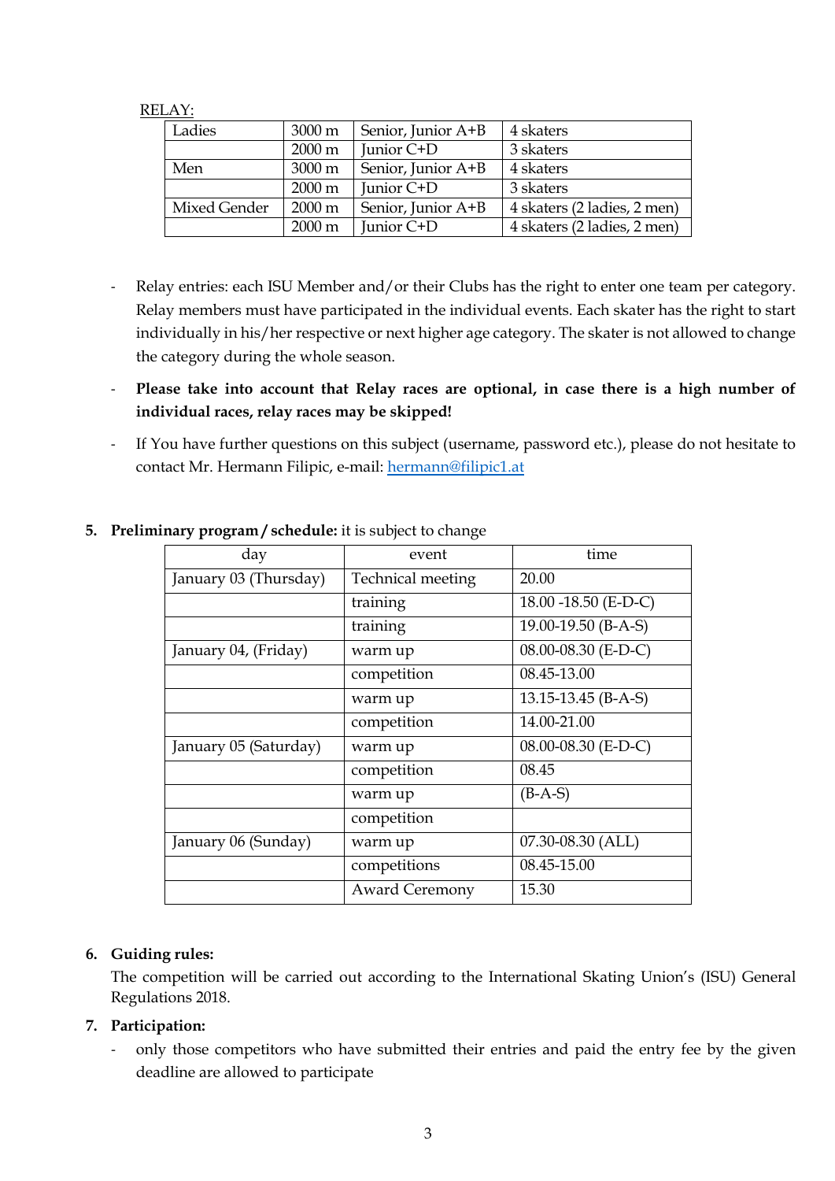RELAY:

| Ladies | 3000 m | Senior, Junior A+B | 4 skaters |
|---|---|---|---|
| | 2000 m | Junior C+D | 3 skaters |
| Men | 3000 m | Senior, Junior A+B | 4 skaters |
| | 2000 m | Junior C+D | 3 skaters |
| Mixed Gender | 2000 m | Senior, Junior A+B | 4 skaters (2 ladies, 2 men) |
| | 2000 m | Junior C+D | 4 skaters (2 ladies, 2 men) |

- Relay entries: each ISU Member and/or their Clubs has the right to enter one team per category. Relay members must have participated in the individual events. Each skater has the right to start individually in his/her respective or next higher age category. The skater is not allowed to change the category during the whole season.
- **Please take into account that Relay races are optional, in case there is a high number of individual races, relay races may be skipped!**
- If You have further questions on this subject (username, password etc.), please do not hesitate to contact Mr. Hermann Filipic, e-mail: hermann@filipic1.at

5. **Preliminary program / schedule:** it is subject to change

| day | event | time |
|---|---|---|
| January 03 (Thursday) | Technical meeting | 20.00 |
| | training | 18.00 -18.50 (E-D-C) |
| | training | 19.00-19.50 (B-A-S) |
| January 04, (Friday) | warm up | 08.00-08.30 (E-D-C) |
| | competition | 08.45-13.00 |
| | warm up | 13.15-13.45 (B-A-S) |
| | competition | 14.00-21.00 |
| January 05 (Saturday) | warm up | 08.00-08.30 (E-D-C) |
| | competition | 08.45 |
| | warm up | (B-A-S) |
| | competition | |
| January 06 (Sunday) | warm up | 07.30-08.30 (ALL) |
| | competitions | 08.45-15.00 |
| | Award Ceremony | 15.30 |

6. **Guiding rules:**
   The competition will be carried out according to the International Skating Union's (ISU) General Regulations 2018.

7. **Participation:**
   - only those competitors who have submitted their entries and paid the entry fee by the given deadline are allowed to participate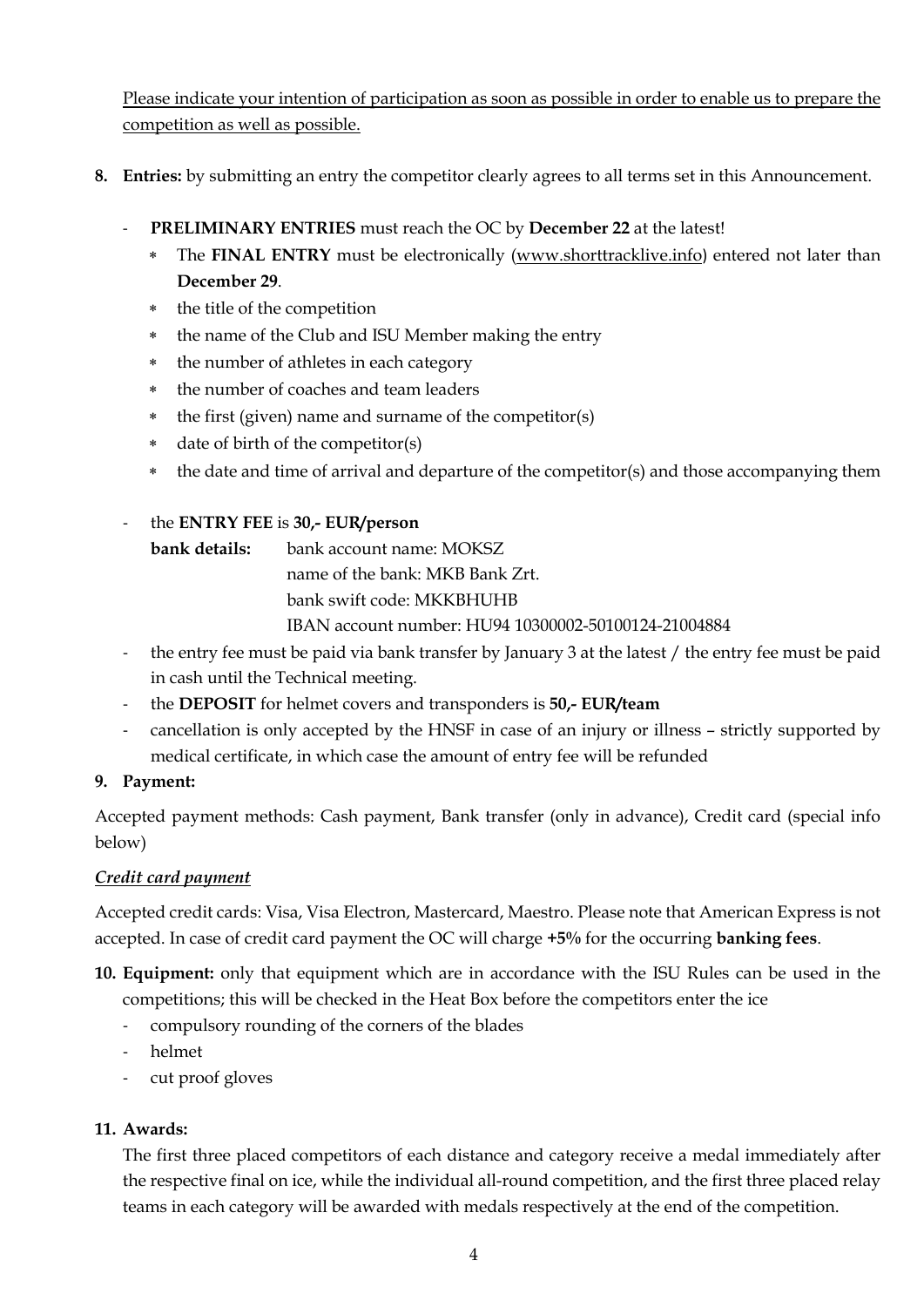Please indicate your intention of participation as soon as possible in order to enable us to prepare the competition as well as possible.

**8. Entries:** by submitting an entry the competitor clearly agrees to all terms set in this Announcement.

- **PRELIMINARY ENTRIES** must reach the OC by **December 22** at the latest!
  * The **FINAL ENTRY** must be electronically (www.shorttracklive.info) entered not later than **December 29**.
  * the title of the competition
  * the name of the Club and ISU Member making the entry
  * the number of athletes in each category
  * the number of coaches and team leaders
  * the first (given) name and surname of the competitor(s)
  * date of birth of the competitor(s)
  * the date and time of arrival and departure of the competitor(s) and those accompanying them

- the **ENTRY FEE** is **30,- EUR/person**

  **bank details:** bank account name: MOKSZ
  name of the bank: MKB Bank Zrt.
  bank swift code: MKKBHUHB
  IBAN account number: HU94 10300002-50100124-21004884

- the entry fee must be paid via bank transfer by January 3 at the latest / the entry fee must be paid in cash until the Technical meeting.
- the **DEPOSIT** for helmet covers and transponders is **50,- EUR/team**
- cancellation is only accepted by the HNSF in case of an injury or illness – strictly supported by medical certificate, in which case the amount of entry fee will be refunded

**9. Payment:**

Accepted payment methods: Cash payment, Bank transfer (only in advance), Credit card (special info below)

***Credit card payment***

Accepted credit cards: Visa, Visa Electron, Mastercard, Maestro. Please note that American Express is not accepted. In case of credit card payment the OC will charge **+5%** for the occurring **banking fees**.

**10. Equipment:** only that equipment which are in accordance with the ISU Rules can be used in the competitions; this will be checked in the Heat Box before the competitors enter the ice

- compulsory rounding of the corners of the blades
- helmet
- cut proof gloves

**11. Awards:**

The first three placed competitors of each distance and category receive a medal immediately after the respective final on ice, while the individual all-round competition, and the first three placed relay teams in each category will be awarded with medals respectively at the end of the competition.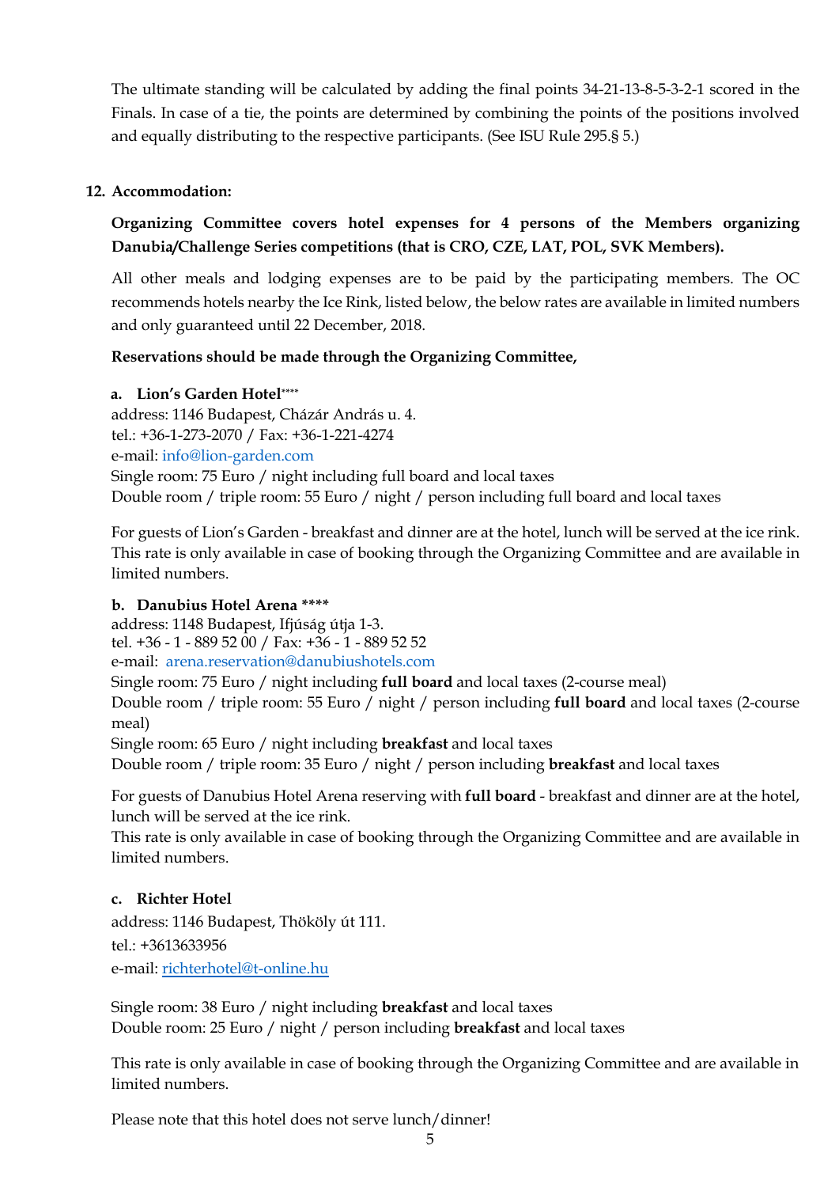The ultimate standing will be calculated by adding the final points 34-21-13-8-5-3-2-1 scored in the Finals. In case of a tie, the points are determined by combining the points of the positions involved and equally distributing to the respective participants. (See ISU Rule 295.§ 5.)

## 12. Accommodation:

**Organizing Committee covers hotel expenses for 4 persons of the Members organizing Danubia/Challenge Series competitions (that is CRO, CZE, LAT, POL, SVK Members).**

All other meals and lodging expenses are to be paid by the participating members. The OC recommends hotels nearby the Ice Rink, listed below, the below rates are available in limited numbers and only guaranteed until 22 December, 2018.

**Reservations should be made through the Organizing Committee,**

### a. Lion's Garden Hotel****

address: 1146 Budapest, Cházár András u. 4.
tel.: +36-1-273-2070 / Fax: +36-1-221-4274
e-mail: info@lion-garden.com
Single room: 75 Euro / night including full board and local taxes
Double room / triple room: 55 Euro / night / person including full board and local taxes

For guests of Lion's Garden - breakfast and dinner are at the hotel, lunch will be served at the ice rink. This rate is only available in case of booking through the Organizing Committee and are available in limited numbers.

### b. Danubius Hotel Arena ****

address: 1148 Budapest, Ifjúság útja 1-3.
tel. +36 - 1 - 889 52 00 / Fax: +36 - 1 - 889 52 52
e-mail: arena.reservation@danubiushotels.com
Single room: 75 Euro / night including **full board** and local taxes (2-course meal)
Double room / triple room: 55 Euro / night / person including **full board** and local taxes (2-course meal)
Single room: 65 Euro / night including **breakfast** and local taxes
Double room / triple room: 35 Euro / night / person including **breakfast** and local taxes

For guests of Danubius Hotel Arena reserving with **full board** - breakfast and dinner are at the hotel, lunch will be served at the ice rink.
This rate is only available in case of booking through the Organizing Committee and are available in limited numbers.

### c. Richter Hotel

address: 1146 Budapest, Thököly út 111.
tel.: +3613633956
e-mail: richterhotel@t-online.hu

Single room: 38 Euro / night including **breakfast** and local taxes
Double room: 25 Euro / night / person including **breakfast** and local taxes

This rate is only available in case of booking through the Organizing Committee and are available in limited numbers.

Please note that this hotel does not serve lunch/dinner!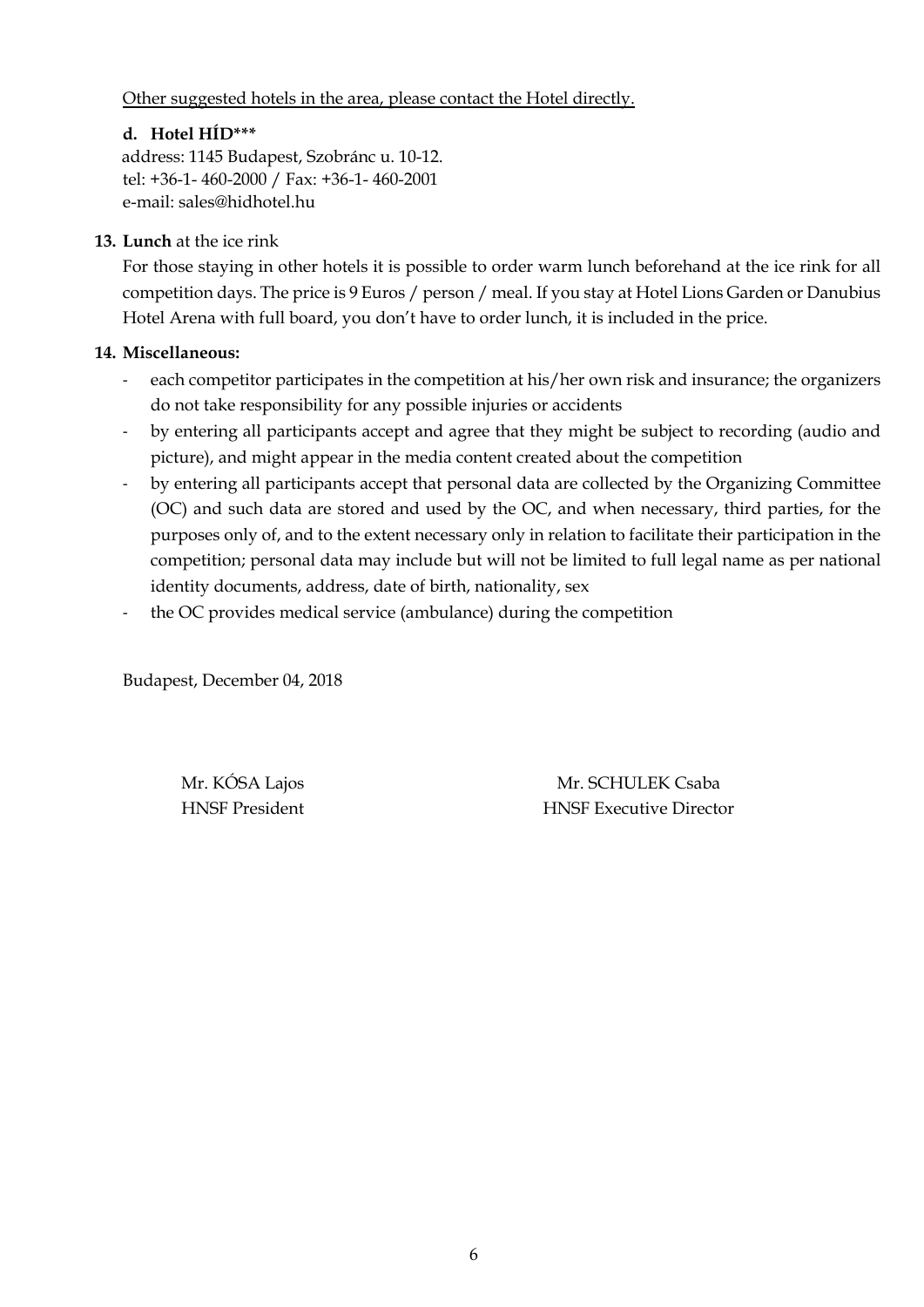<u>Other suggested hotels in the area, please contact the Hotel directly.</u>

**d. Hotel HÍD*****

address: 1145 Budapest, Szobránc u. 10-12.
tel: +36-1- 460-2000 / Fax: +36-1- 460-2001
e-mail: sales@hidhotel.hu

**13. Lunch** at the ice rink

For those staying in other hotels it is possible to order warm lunch beforehand at the ice rink for all competition days. The price is 9 Euros / person / meal. If you stay at Hotel Lions Garden or Danubius Hotel Arena with full board, you don't have to order lunch, it is included in the price.

**14. Miscellaneous:**

- each competitor participates in the competition at his/her own risk and insurance; the organizers do not take responsibility for any possible injuries or accidents
- by entering all participants accept and agree that they might be subject to recording (audio and picture), and might appear in the media content created about the competition
- by entering all participants accept that personal data are collected by the Organizing Committee (OC) and such data are stored and used by the OC, and when necessary, third parties, for the purposes only of, and to the extent necessary only in relation to facilitate their participation in the competition; personal data may include but will not be limited to full legal name as per national identity documents, address, date of birth, nationality, sex
- the OC provides medical service (ambulance) during the competition

Budapest, December 04, 2018

Mr. KÓSA Lajos
HNSF President

Mr. SCHULEK Csaba
HNSF Executive Director